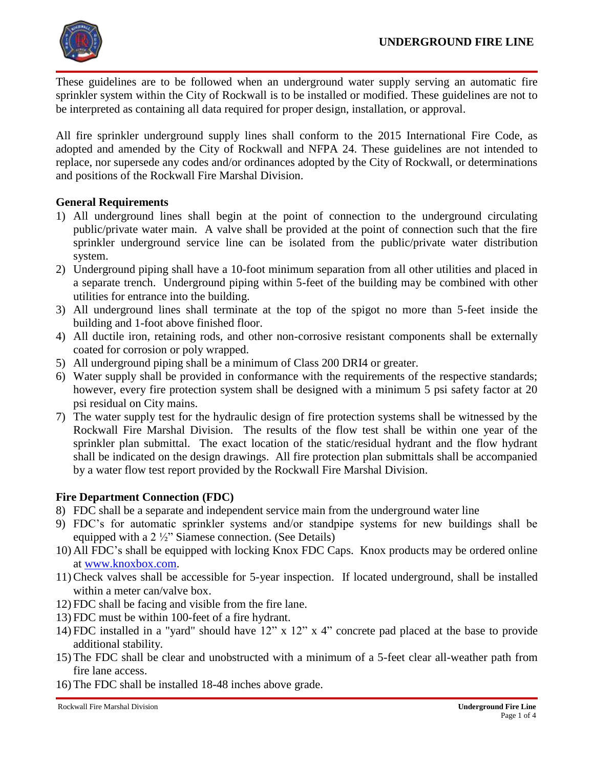# UNDERGROUND FIRE LINE

These guidelines are to be followed when an underground water supply serving an automatic fire sprinkler system within the City of Rockwall is to be installed or modified. These guidelines are not to be interpreted as containing all data required for proper design, installation, or approval.

All fire sprinkler underground supply lines shall conform to the 2015 International Fire Code, as adopted and amended by the City of Rockwall and NFPA 24. These guidelines are not intended to replace, nor supersede any codes and/or ordinances adopted by the City of Rockwall, or determinations and positions of the Rockwall Fire Marshal Division.

## General Requirements

1) All underground lines shall begin at the point of connection to the underground circulating public/private water main. A valve shall be provided at the point of connection such that the fire sprinkler underground service line can be isolated from the public/private water distribution system.
2) Underground piping shall have a 10-foot minimum separation from all other utilities and placed in a separate trench. Underground piping within 5-feet of the building may be combined with other utilities for entrance into the building.
3) All underground lines shall terminate at the top of the spigot no more than 5-feet inside the building and 1-foot above finished floor.
4) All ductile iron, retaining rods, and other non-corrosive resistant components shall be externally coated for corrosion or poly wrapped.
5) All underground piping shall be a minimum of Class 200 DRI4 or greater.
6) Water supply shall be provided in conformance with the requirements of the respective standards; however, every fire protection system shall be designed with a minimum 5 psi safety factor at 20 psi residual on City mains.
7) The water supply test for the hydraulic design of fire protection systems shall be witnessed by the Rockwall Fire Marshal Division. The results of the flow test shall be within one year of the sprinkler plan submittal. The exact location of the static/residual hydrant and the flow hydrant shall be indicated on the design drawings. All fire protection plan submittals shall be accompanied by a water flow test report provided by the Rockwall Fire Marshal Division.

## Fire Department Connection (FDC)

8) FDC shall be a separate and independent service main from the underground water line
9) FDC's for automatic sprinkler systems and/or standpipe systems for new buildings shall be equipped with a 2 ½" Siamese connection. (See Details)
10) All FDC's shall be equipped with locking Knox FDC Caps. Knox products may be ordered online at www.knoxbox.com.
11) Check valves shall be accessible for 5-year inspection. If located underground, shall be installed within a meter can/valve box.
12) FDC shall be facing and visible from the fire lane.
13) FDC must be within 100-feet of a fire hydrant.
14) FDC installed in a "yard" should have 12" x 12" x 4" concrete pad placed at the base to provide additional stability.
15) The FDC shall be clear and unobstructed with a minimum of a 5-feet clear all-weather path from fire lane access.
16) The FDC shall be installed 18-48 inches above grade.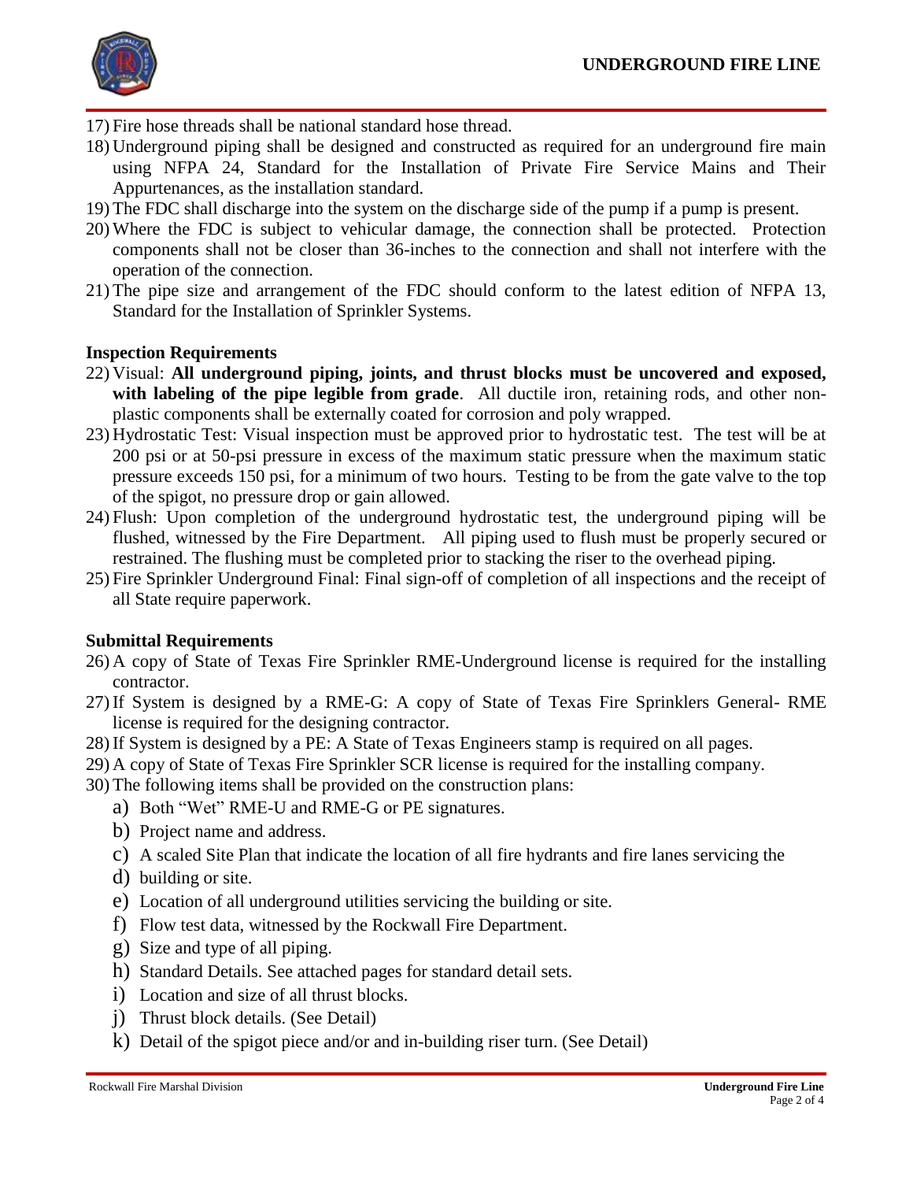17) Fire hose threads shall be national standard hose thread.
18) Underground piping shall be designed and constructed as required for an underground fire main using NFPA 24, Standard for the Installation of Private Fire Service Mains and Their Appurtenances, as the installation standard.
19) The FDC shall discharge into the system on the discharge side of the pump if a pump is present.
20) Where the FDC is subject to vehicular damage, the connection shall be protected. Protection components shall not be closer than 36-inches to the connection and shall not interfere with the operation of the connection.
21) The pipe size and arrangement of the FDC should conform to the latest edition of NFPA 13, Standard for the Installation of Sprinkler Systems.

### Inspection Requirements

22) Visual: **All underground piping, joints, and thrust blocks must be uncovered and exposed, with labeling of the pipe legible from grade**. All ductile iron, retaining rods, and other non-plastic components shall be externally coated for corrosion and poly wrapped.
23) Hydrostatic Test: Visual inspection must be approved prior to hydrostatic test. The test will be at 200 psi or at 50-psi pressure in excess of the maximum static pressure when the maximum static pressure exceeds 150 psi, for a minimum of two hours. Testing to be from the gate valve to the top of the spigot, no pressure drop or gain allowed.
24) Flush: Upon completion of the underground hydrostatic test, the underground piping will be flushed, witnessed by the Fire Department. All piping used to flush must be properly secured or restrained. The flushing must be completed prior to stacking the riser to the overhead piping.
25) Fire Sprinkler Underground Final: Final sign-off of completion of all inspections and the receipt of all State require paperwork.

### Submittal Requirements

26) A copy of State of Texas Fire Sprinkler RME-Underground license is required for the installing contractor.
27) If System is designed by a RME-G: A copy of State of Texas Fire Sprinklers General- RME license is required for the designing contractor.
28) If System is designed by a PE: A State of Texas Engineers stamp is required on all pages.
29) A copy of State of Texas Fire Sprinkler SCR license is required for the installing company.
30) The following items shall be provided on the construction plans:
    a) Both "Wet" RME-U and RME-G or PE signatures.
    b) Project name and address.
    c) A scaled Site Plan that indicate the location of all fire hydrants and fire lanes servicing the
    d) building or site.
    e) Location of all underground utilities servicing the building or site.
    f) Flow test data, witnessed by the Rockwall Fire Department.
    g) Size and type of all piping.
    h) Standard Details. See attached pages for standard detail sets.
    i) Location and size of all thrust blocks.
    j) Thrust block details. (See Detail)
    k) Detail of the spigot piece and/or and in-building riser turn. (See Detail)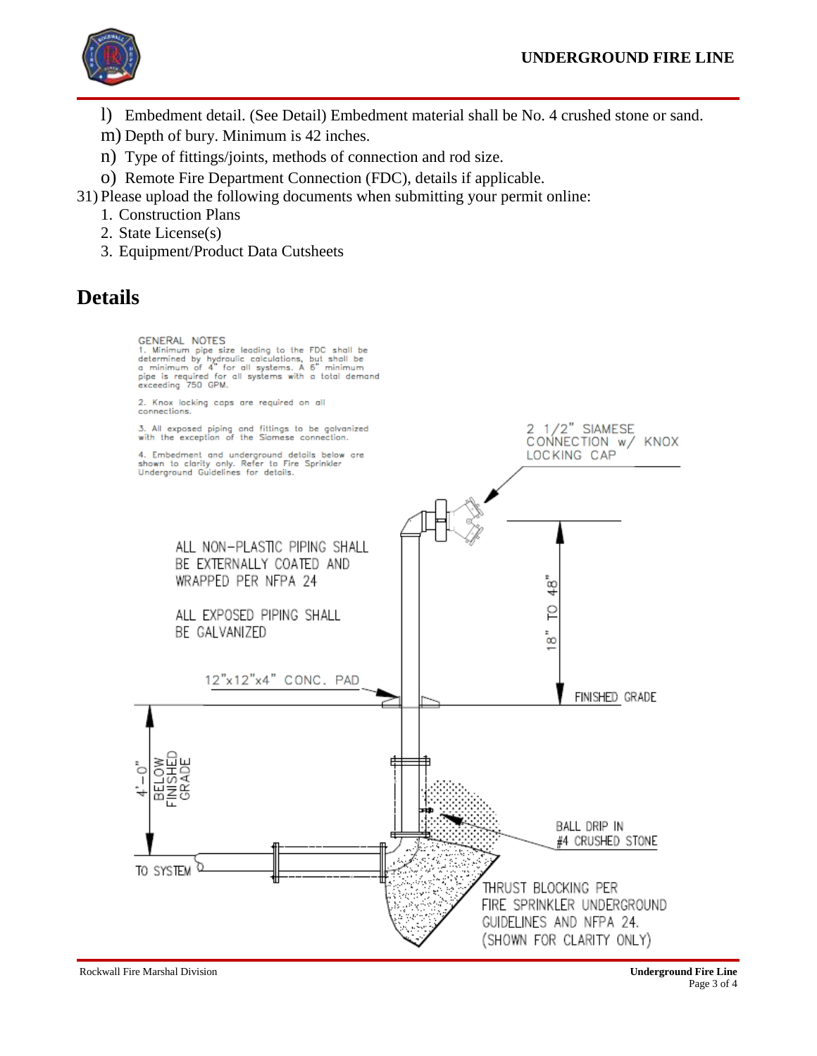l) Embedment detail. (See Detail) Embedment material shall be No. 4 crushed stone or sand.

m) Depth of bury. Minimum is 42 inches.

n) Type of fittings/joints, methods of connection and rod size.

o) Remote Fire Department Connection (FDC), details if applicable.

31) Please upload the following documents when submitting your permit online:

1. Construction Plans
2. State License(s)
3. Equipment/Product Data Cutsheets

## Details

GENERAL NOTES

1. Minimum pipe size leading to the FDC shall be determined by hydraulic calculations, but shall be a minimum of 4" for all systems. A 6" minimum pipe is required for all systems with a total demand exceeding 750 GPM.

2. Knox locking caps are required on all connections.

3. All exposed piping and fittings to be galvanized with the exception of the Siamese connection.

4. Embedment and underground details below are shown to clarity only. Refer to Fire Sprinkler Underground Guidelines for details.

2 1/2" SIAMESE CONNECTION w/ KNOX LOCKING CAP

ALL NON-PLASTIC PIPING SHALL BE EXTERNALLY COATED AND WRAPPED PER NFPA 24

ALL EXPOSED PIPING SHALL BE GALVANIZED

18" TO 48"

12"x12"x4" CONC. PAD

FINISHED GRADE

4'-0" BELOW FINISHED GRADE

BALL DRIP IN #4 CRUSHED STONE

TO SYSTEM

THRUST BLOCKING PER FIRE SPRINKLER UNDERGROUND GUIDELINES AND NFPA 24. (SHOWN FOR CLARITY ONLY)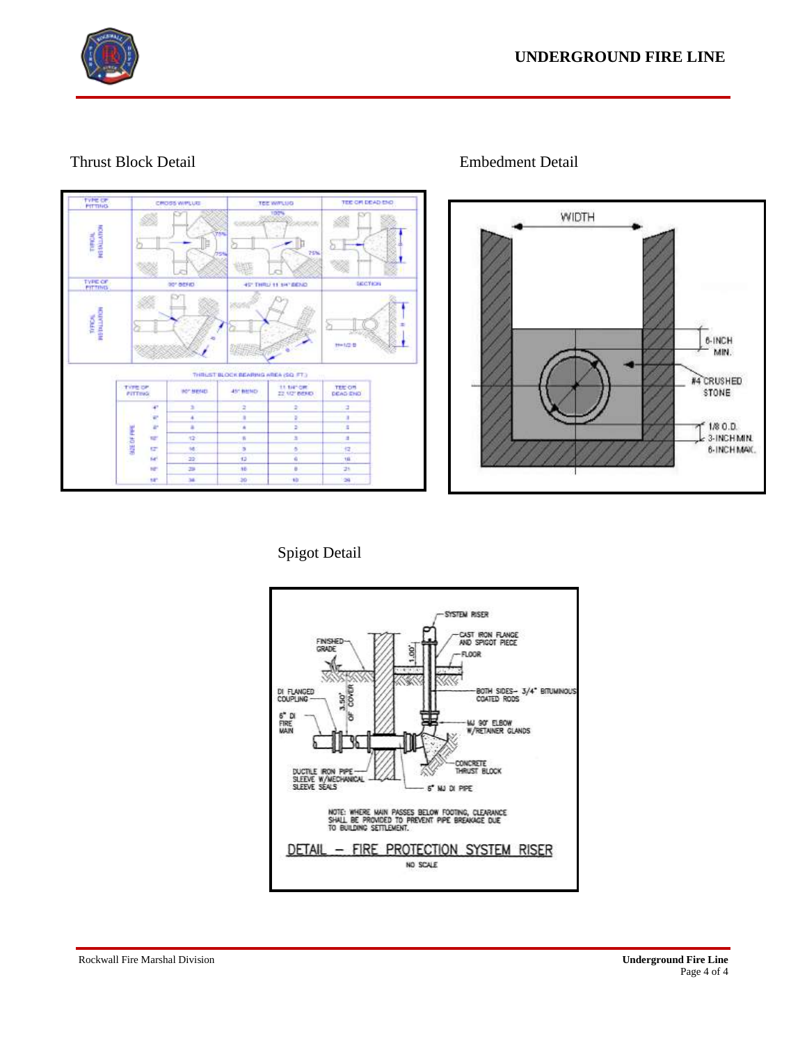Thrust Block Detail

TYPE OF FITTING: CROSS W/PLUG | TEE W/PLUG | TEE OR DEAD END

TYPICAL INSTALLATION

100%

75%

75%

TYPE OF FITTING: 90° BEND | 45° THRU 11 1/4° BEND | SECTION

TYPICAL INSTALLATION

H=1/2 B

THRUST BLOCK BEARING AREA (SQ. FT.)

| TYPE OF FITTING | | 90° BEND | 45° BEND | 11 1/4° OR 22 1/2° BEND | TEE OR DEAD END |
| --- | --- | --- | --- | --- | --- |
| SIZE OF PIPE | 4" | 3 | 2 | 2 | 2 |
| | 6" | 4 | 3 | 2 | 3 |
| | 8" | 8 | 4 | 2 | 3 |
| | 10" | 12 | 6 | 3 | 8 |
| | 12" | 16 | 9 | 5 | 12 |
| | 14" | 22 | 12 | 6 | 16 |
| | 16" | 29 | 16 | 8 | 21 |
| | 18" | 36 | 20 | 10 | 28 |

Embedment Detail

WIDTH

6-INCH MIN.

#4 CRUSHED STONE

1/8 O.D.
3-INCH MIN.
6-INCH MAX.

Spigot Detail

SYSTEM RISER

CAST IRON FLANGE AND SPIGOT PIECE

FLOOR

FINISHED GRADE

1.00'

3.50' OF COVER

DI FLANGED COUPLING

6" DI FIRE MAIN

BOTH SIDES– 3/4" BITUMINOUS COATED RODS

MJ 90° ELBOW W/RETAINER GLANDS

CONCRETE THRUST BLOCK

DUCTILE IRON PIPE SLEEVE W/MECHANICAL SLEEVE SEALS

6" MJ DI PIPE

NOTE: WHERE MAIN PASSES BELOW FOOTING, CLEARANCE SHALL BE PROVIDED TO PREVENT PIPE BREAKAGE DUE TO BUILDING SETTLEMENT.

DETAIL – FIRE PROTECTION SYSTEM RISER

NO SCALE